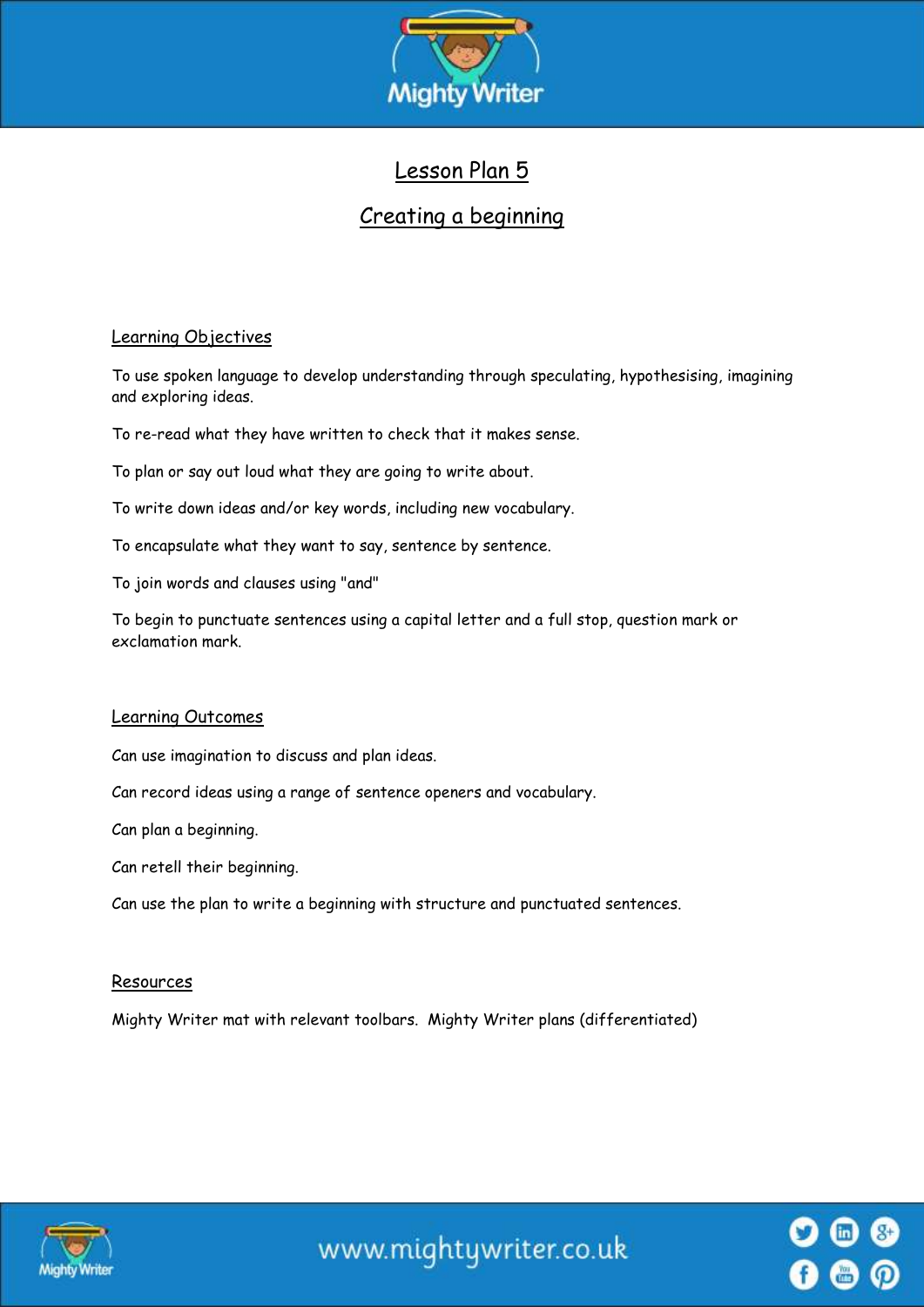# Lesson Plan 5

## Creating a beginning

### Learning Objectives

To use spoken language to develop understanding through speculating, hypothesising, imagining and exploring ideas.

To re-read what they have written to check that it makes sense.

To plan or say out loud what they are going to write about.

To write down ideas and/or key words, including new vocabulary.

To encapsulate what they want to say, sentence by sentence.

To join words and clauses using "and"

To begin to punctuate sentences using a capital letter and a full stop, question mark or exclamation mark.

### Learning Outcomes

Can use imagination to discuss and plan ideas.

Can record ideas using a range of sentence openers and vocabulary.

Can plan a beginning.

Can retell their beginning.

Can use the plan to write a beginning with structure and punctuated sentences.

### Resources

Mighty Writer mat with relevant toolbars. Mighty Writer plans (differentiated)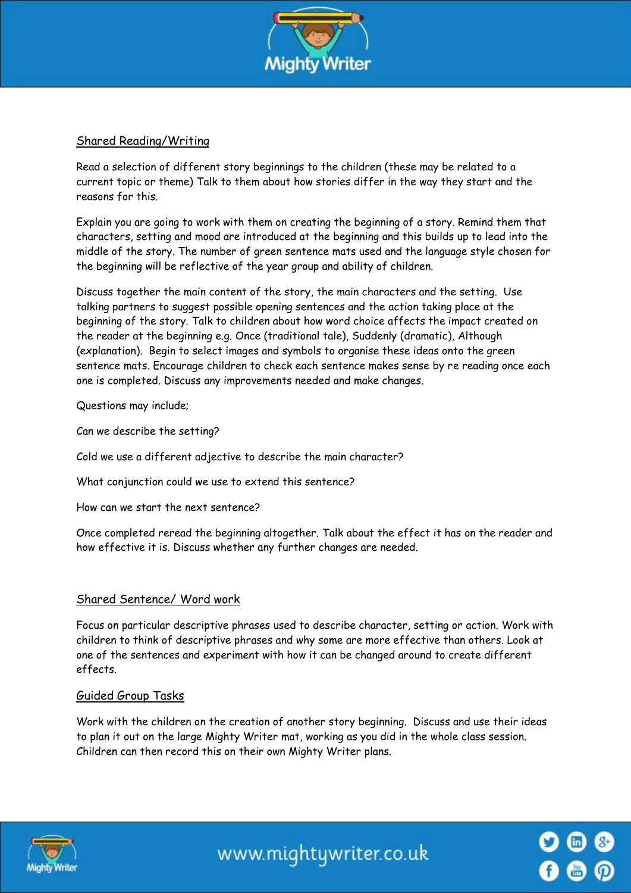## Shared Reading/Writing

Read a selection of different story beginnings to the children (these may be related to a current topic or theme) Talk to them about how stories differ in the way they start and the reasons for this.

Explain you are going to work with them on creating the beginning of a story. Remind them that characters, setting and mood are introduced at the beginning and this builds up to lead into the middle of the story. The number of green sentence mats used and the language style chosen for the beginning will be reflective of the year group and ability of children.

Discuss together the main content of the story, the main characters and the setting. Use talking partners to suggest possible opening sentences and the action taking place at the beginning of the story. Talk to children about how word choice affects the impact created on the reader at the beginning e.g. Once (traditional tale), Suddenly (dramatic), Although (explanation). Begin to select images and symbols to organise these ideas onto the green sentence mats. Encourage children to check each sentence makes sense by re reading once each one is completed. Discuss any improvements needed and make changes.

Questions may include;

Can we describe the setting?

Cold we use a different adjective to describe the main character?

What conjunction could we use to extend this sentence?

How can we start the next sentence?

Once completed reread the beginning altogether. Talk about the effect it has on the reader and how effective it is. Discuss whether any further changes are needed.

## Shared Sentence/ Word work

Focus on particular descriptive phrases used to describe character, setting or action. Work with children to think of descriptive phrases and why some are more effective than others. Look at one of the sentences and experiment with how it can be changed around to create different effects.

## Guided Group Tasks

Work with the children on the creation of another story beginning. Discuss and use their ideas to plan it out on the large Mighty Writer mat, working as you did in the whole class session. Children can then record this on their own Mighty Writer plans.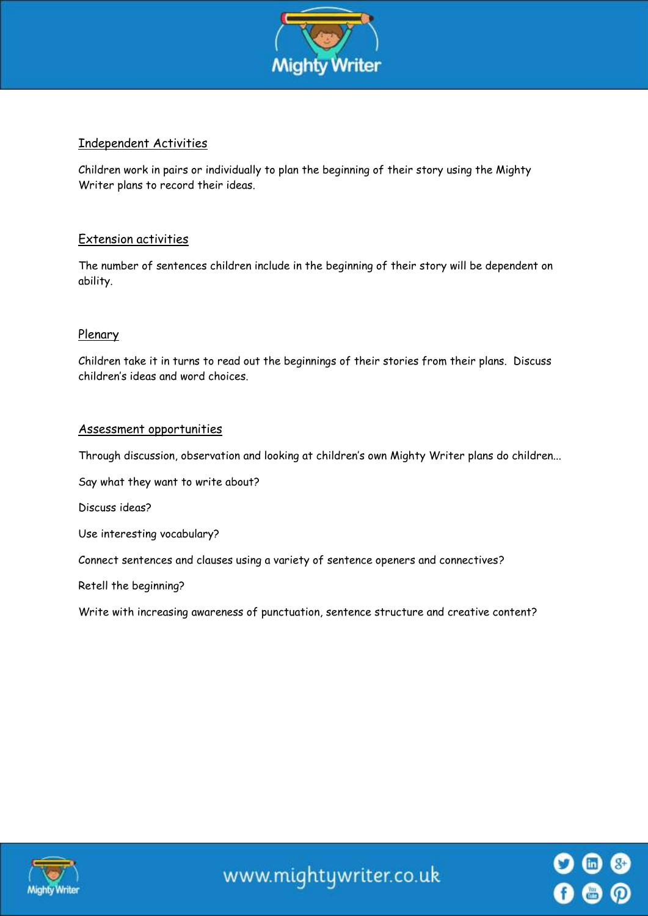## Independent Activities

Children work in pairs or individually to plan the beginning of their story using the Mighty Writer plans to record their ideas.

## Extension activities

The number of sentences children include in the beginning of their story will be dependent on ability.

## Plenary

Children take it in turns to read out the beginnings of their stories from their plans. Discuss children's ideas and word choices.

## Assessment opportunities

Through discussion, observation and looking at children's own Mighty Writer plans do children...

Say what they want to write about?

Discuss ideas?

Use interesting vocabulary?

Connect sentences and clauses using a variety of sentence openers and connectives?

Retell the beginning?

Write with increasing awareness of punctuation, sentence structure and creative content?